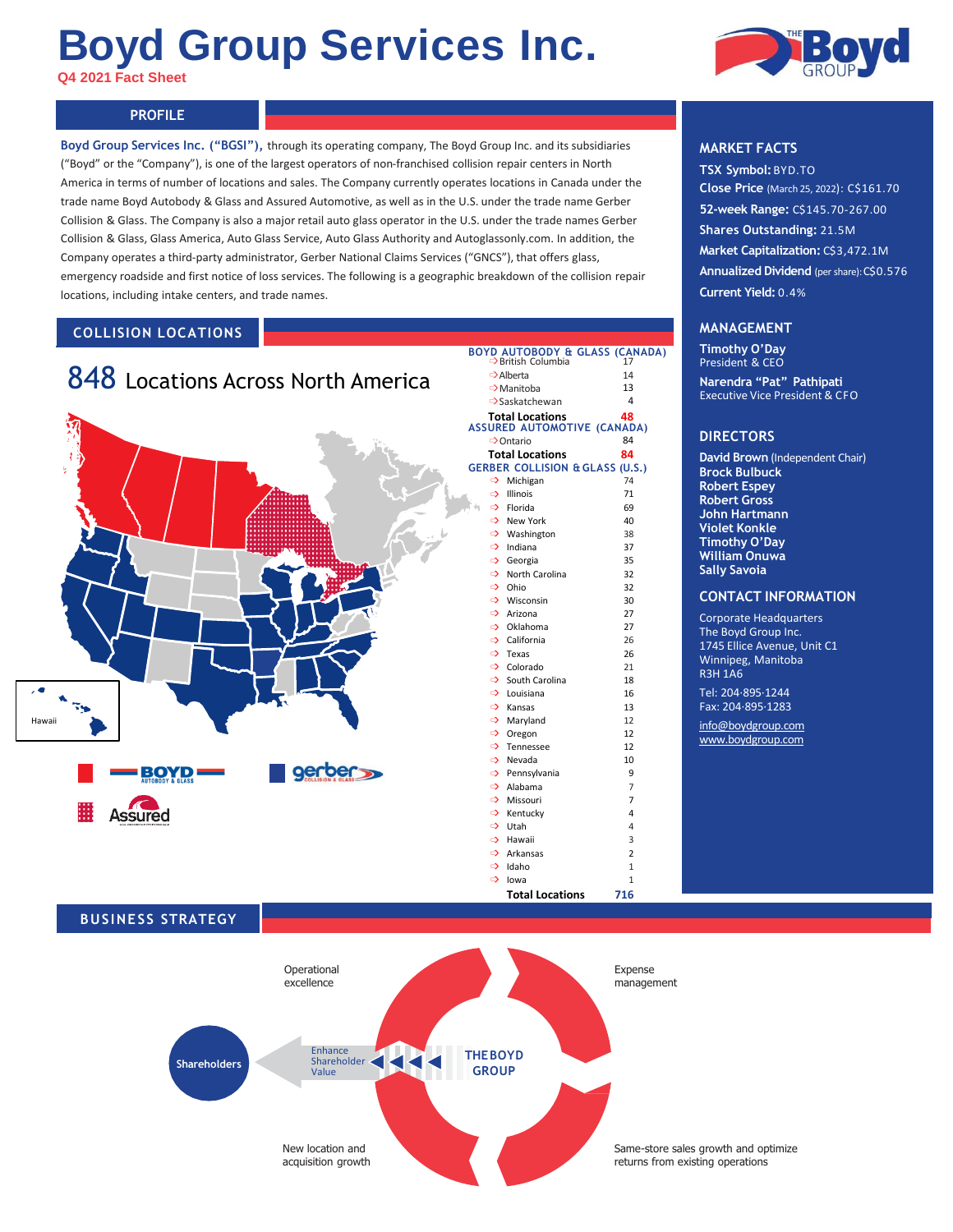# Boyd Group Services Inc.

**Q4 2021 Fact Sheet**

## PROFILE

**Boyd Group Services Inc. ("BGSI"),** through its operating company, The Boyd Group Inc. and its subsidiaries ("Boyd" or the "Company"), is one of the largest operators of non-franchised collision repair centers in North America in terms of number of locations and sales. The Company currently operates locations in Canada under the trade name Boyd Autobody & Glass and Assured Automotive, as well as in the U.S. under the trade name Gerber Collision & Glass. The Company is also a major retail auto glass operator in the U.S. under the trade names Gerber Collision & Glass, Glass America, Auto Glass Service, Auto Glass Authority and Autoglassonly.com. In addition, the Company operates a third-party administrator, Gerber National Claims Services ("GNCS"), that offers glass, emergency roadside and first notice of loss services. The following is a geographic breakdown of the collision repair locations, including intake centers, and trade names.

## COLLISION LOCATIONS

**848 Locations Across North America**

Hawaii

BOYD AUTOBODY & GLASS · gerber COLLISION & GLASS · Assured

**BOYD AUTOBODY & GLASS (CANADA)**

| Province | Locations |
|---|---|
| British Columbia | 17 |
| Alberta | 14 |
| Manitoba | 13 |
| Saskatchewan | 4 |
| **Total Locations** | **48** |

**ASSURED AUTOMOTIVE (CANADA)**

| Province | Locations |
|---|---|
| Ontario | 84 |
| **Total Locations** | **84** |

**GERBER COLLISION & GLASS (U.S.)**

| State | Locations |
|---|---|
| Michigan | 74 |
| Illinois | 71 |
| Florida | 69 |
| New York | 40 |
| Washington | 38 |
| Indiana | 37 |
| Georgia | 35 |
| North Carolina | 32 |
| Ohio | 32 |
| Wisconsin | 30 |
| Arizona | 27 |
| Oklahoma | 27 |
| California | 26 |
| Texas | 26 |
| Colorado | 21 |
| South Carolina | 18 |
| Louisiana | 16 |
| Kansas | 13 |
| Maryland | 12 |
| Oregon | 12 |
| Tennessee | 12 |
| Nevada | 10 |
| Pennsylvania | 9 |
| Alabama | 7 |
| Missouri | 7 |
| Kentucky | 4 |
| Utah | 4 |
| Hawaii | 3 |
| Arkansas | 2 |
| Idaho | 1 |
| Iowa | 1 |
| **Total Locations** | **716** |

## MARKET FACTS

**TSX Symbol:** BYD.TO
**Close Price** (March 25, 2022): C$161.70
**52-week Range:** C$145.70-267.00
**Shares Outstanding:** 21.5M
**Market Capitalization:** C$3,472.1M
**Annualized Dividend** (per share): C$0.576
**Current Yield:** 0.4%

## MANAGEMENT

**Timothy O'Day**
President & CEO

**Narendra "Pat" Pathipati**
Executive Vice President & CFO

## DIRECTORS

**David Brown** (Independent Chair)
**Brock Bulbuck**
**Robert Espey**
**Robert Gross**
**John Hartmann**
**Violet Konkle**
**Timothy O'Day**
**William Onuwa**
**Sally Savoia**

## CONTACT INFORMATION

Corporate Headquarters
The Boyd Group Inc.
1745 Ellice Avenue, Unit C1
Winnipeg, Manitoba
R3H 1A6

Tel: 204·895·1244
Fax: 204·895·1283

info@boydgroup.com
www.boydgroup.com

## BUSINESS STRATEGY

THE BOYD GROUP

- Operational excellence
- Expense management
- Same-store sales growth and optimize returns from existing operations
- New location and acquisition growth

Enhance Shareholder Value → Shareholders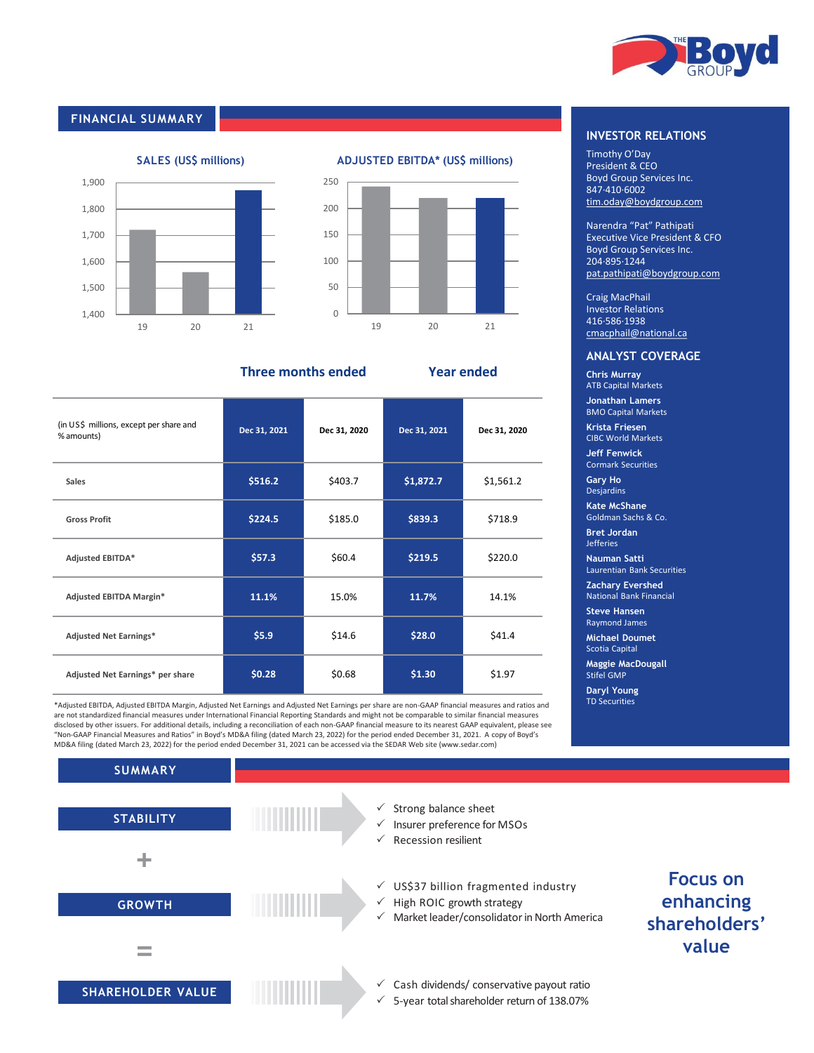## FINANCIAL SUMMARY

**SALES (US$ millions)**

1,900
1,800
1,700
1,600
1,500
1,400

19 20 21

**ADJUSTED EBITDA* (US$ millions)**

250
200
150
100
50
0

19 20 21

| (in US$ millions, except per share and % amounts) | Three months ended Dec 31, 2021 | Three months ended Dec 31, 2020 | Year ended Dec 31, 2021 | Year ended Dec 31, 2020 |
|---|---|---|---|---|
| Sales | **$516.2** | $403.7 | **$1,872.7** | $1,561.2 |
| Gross Profit | **$224.5** | $185.0 | **$839.3** | $718.9 |
| Adjusted EBITDA* | **$57.3** | $60.4 | **$219.5** | $220.0 |
| Adjusted EBITDA Margin* | **11.1%** | 15.0% | **11.7%** | 14.1% |
| Adjusted Net Earnings* | **$5.9** | $14.6 | **$28.0** | $41.4 |
| Adjusted Net Earnings* per share | **$0.28** | $0.68 | **$1.30** | $1.97 |

*Adjusted EBITDA, Adjusted EBITDA Margin, Adjusted Net Earnings and Adjusted Net Earnings per share are non-GAAP financial measures and ratios and are not standardized financial measures under International Financial Reporting Standards and might not be comparable to similar financial measures disclosed by other issuers. For additional details, including a reconciliation of each non-GAAP financial measure to its nearest GAAP equivalent, please see "Non-GAAP Financial Measures and Ratios" in Boyd's MD&A filing (dated March 23, 2022) for the period ended December 31, 2021. A copy of Boyd's MD&A filing (dated March 23, 2022) for the period ended December 31, 2021 can be accessed via the SEDAR Web site (www.sedar.com)

## INVESTOR RELATIONS

Timothy O'Day
President & CEO
Boyd Group Services Inc.
847·410·6002
tim.oday@boydgroup.com

Narendra "Pat" Pathipati
Executive Vice President & CFO
Boyd Group Services Inc.
204·895·1244
pat.pathipati@boydgroup.com

Craig MacPhail
Investor Relations
416·586·1938
cmacphail@national.ca

## ANALYST COVERAGE

**Chris Murray**
ATB Capital Markets

**Jonathan Lamers**
BMO Capital Markets

**Krista Friesen**
CIBC World Markets

**Jeff Fenwick**
Cormark Securities

**Gary Ho**
Desjardins

**Kate McShane**
Goldman Sachs & Co.

**Bret Jordan**
Jefferies

**Nauman Satti**
Laurentian Bank Securities

**Zachary Evershed**
National Bank Financial

**Steve Hansen**
Raymond James

**Michael Doumet**
Scotia Capital

**Maggie MacDougall**
Stifel GMP

**Daryl Young**
TD Securities

## SUMMARY

**STABILITY**

- ✓ Strong balance sheet
- ✓ Insurer preference for MSOs
- ✓ Recession resilient

+

**GROWTH**

- ✓ US$37 billion fragmented industry
- ✓ High ROIC growth strategy
- ✓ Market leader/consolidator in North America

=

**SHAREHOLDER VALUE**

- ✓ Cash dividends/ conservative payout ratio
- ✓ 5-year total shareholder return of 138.07%

**Focus on enhancing shareholders' value**